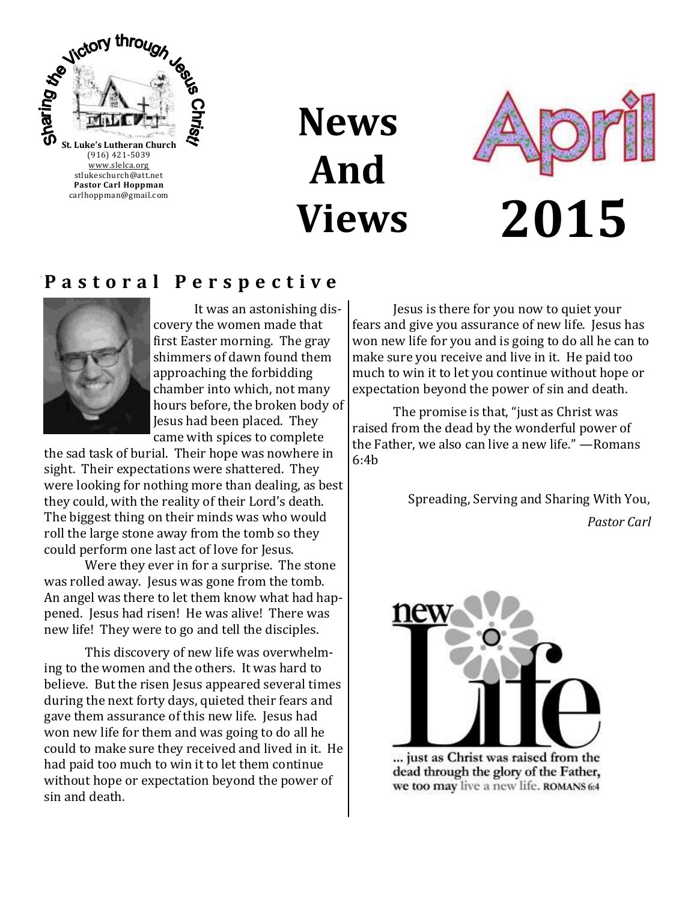Sharing the Victory through Jesus Christ!

**St. Luke's Lutheran Church**
(916) 421-5039
www.slelca.org
stlukeschurch@att.net
**Pastor Carl Hoppman**
carlhoppman@gmail.com

# News And Views

# April 2015

## Pastoral Perspective

It was an astonishing discovery the women made that first Easter morning. The gray shimmers of dawn found them approaching the forbidding chamber into which, not many hours before, the broken body of Jesus had been placed. They came with spices to complete the sad task of burial. Their hope was nowhere in sight. Their expectations were shattered. They were looking for nothing more than dealing, as best they could, with the reality of their Lord's death. The biggest thing on their minds was who would roll the large stone away from the tomb so they could perform one last act of love for Jesus.

Were they ever in for a surprise. The stone was rolled away. Jesus was gone from the tomb. An angel was there to let them know what had happened. Jesus had risen! He was alive! There was new life! They were to go and tell the disciples.

This discovery of new life was overwhelming to the women and the others. It was hard to believe. But the risen Jesus appeared several times during the next forty days, quieted their fears and gave them assurance of this new life. Jesus had won new life for them and was going to do all he could to make sure they received and lived in it. He had paid too much to win it to let them continue without hope or expectation beyond the power of sin and death.

Jesus is there for you now to quiet your fears and give you assurance of new life. Jesus has won new life for you and is going to do all he can to make sure you receive and live in it. He paid too much to win it to let you continue without hope or expectation beyond the power of sin and death.

The promise is that, "just as Christ was raised from the dead by the wonderful power of the Father, we also can live a new life." —Romans 6:4b

Spreading, Serving and Sharing With You,

*Pastor Carl*

new Life

... just as Christ was raised from the dead through the glory of the Father, we too may live a new life. ROMANS 6:4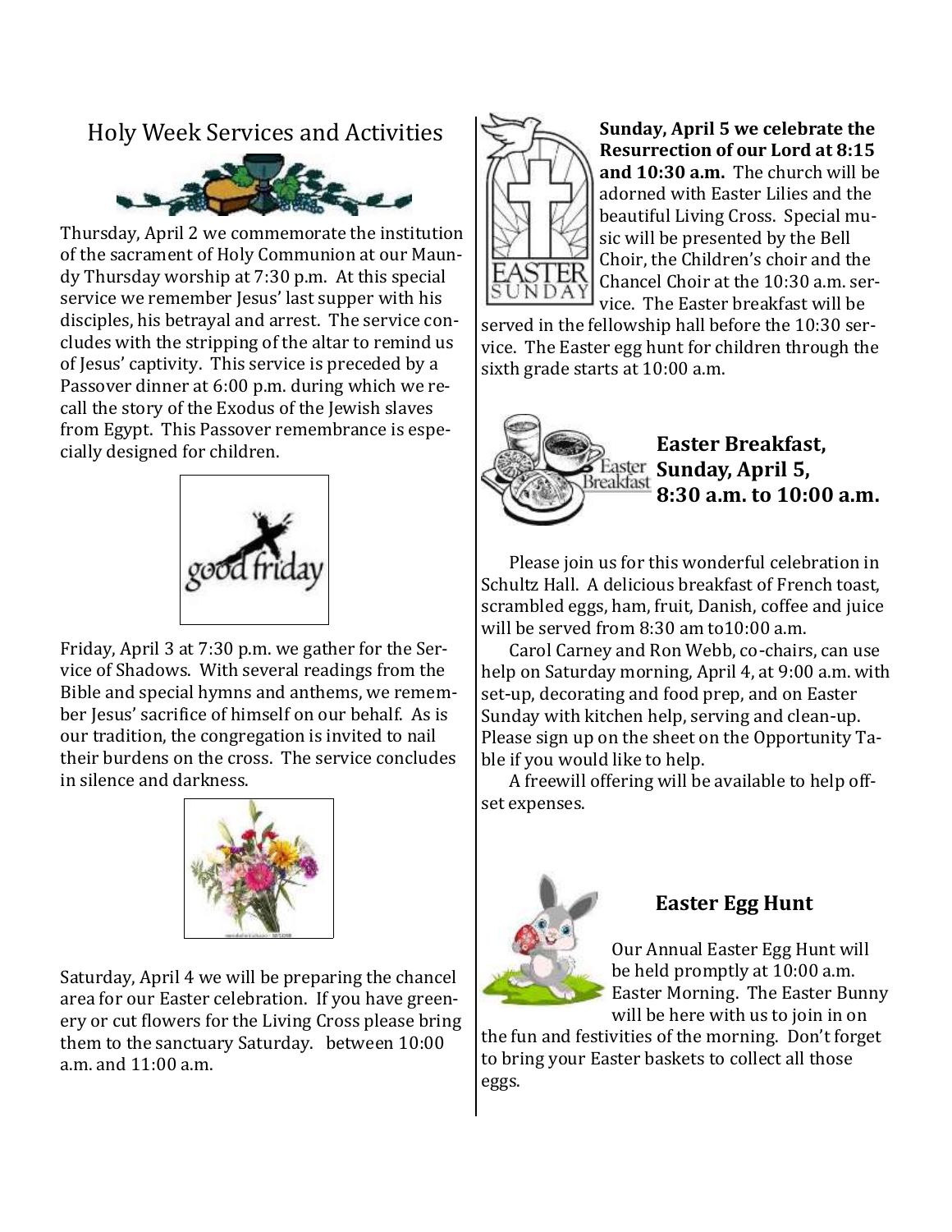## Holy Week Services and Activities

Thursday, April 2 we commemorate the institution of the sacrament of Holy Communion at our Maundy Thursday worship at 7:30 p.m. At this special service we remember Jesus' last supper with his disciples, his betrayal and arrest. The service concludes with the stripping of the altar to remind us of Jesus' captivity. This service is preceded by a Passover dinner at 6:00 p.m. during which we recall the story of the Exodus of the Jewish slaves from Egypt. This Passover remembrance is especially designed for children.

Friday, April 3 at 7:30 p.m. we gather for the Service of Shadows. With several readings from the Bible and special hymns and anthems, we remember Jesus' sacrifice of himself on our behalf. As is our tradition, the congregation is invited to nail their burdens on the cross. The service concludes in silence and darkness.

Saturday, April 4 we will be preparing the chancel area for our Easter celebration. If you have greenery or cut flowers for the Living Cross please bring them to the sanctuary Saturday. between 10:00 a.m. and 11:00 a.m.

**Sunday, April 5 we celebrate the Resurrection of our Lord at 8:15 and 10:30 a.m.** The church will be adorned with Easter Lilies and the beautiful Living Cross. Special music will be presented by the Bell Choir, the Children's choir and the Chancel Choir at the 10:30 a.m. service. The Easter breakfast will be served in the fellowship hall before the 10:30 service. The Easter egg hunt for children through the sixth grade starts at 10:00 a.m.

### Easter Breakfast, Sunday, April 5, 8:30 a.m. to 10:00 a.m.

Please join us for this wonderful celebration in Schultz Hall. A delicious breakfast of French toast, scrambled eggs, ham, fruit, Danish, coffee and juice will be served from 8:30 am to10:00 a.m.

Carol Carney and Ron Webb, co-chairs, can use help on Saturday morning, April 4, at 9:00 a.m. with set-up, decorating and food prep, and on Easter Sunday with kitchen help, serving and clean-up. Please sign up on the sheet on the Opportunity Table if you would like to help.

A freewill offering will be available to help offset expenses.

### Easter Egg Hunt

Our Annual Easter Egg Hunt will be held promptly at 10:00 a.m. Easter Morning. The Easter Bunny will be here with us to join in on the fun and festivities of the morning. Don't forget to bring your Easter baskets to collect all those eggs.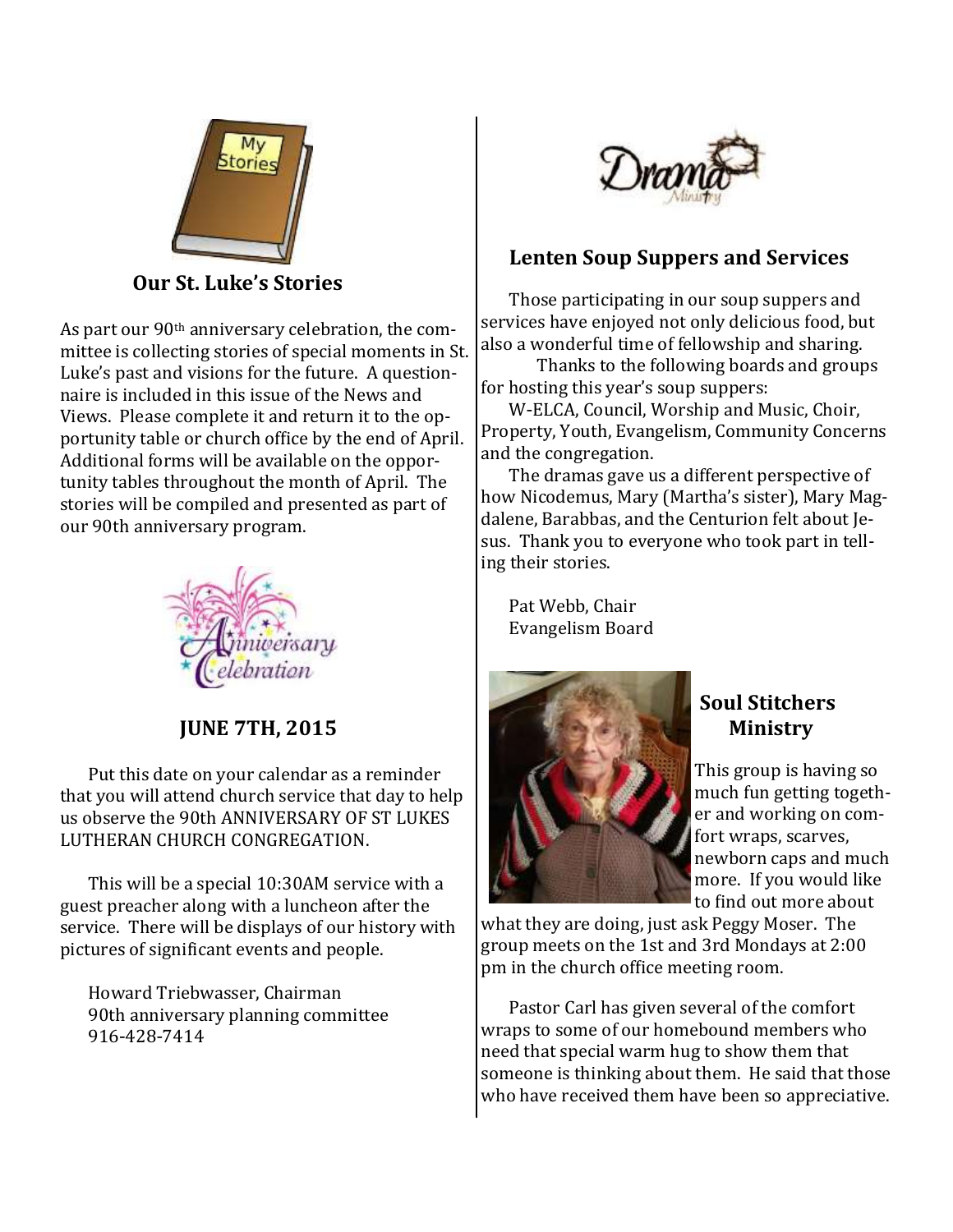## Our St. Luke's Stories

As part our 90th anniversary celebration, the committee is collecting stories of special moments in St. Luke's past and visions for the future. A questionnaire is included in this issue of the News and Views. Please complete it and return it to the opportunity table or church office by the end of April. Additional forms will be available on the opportunity tables throughout the month of April. The stories will be compiled and presented as part of our 90th anniversary program.

## JUNE 7TH, 2015

Put this date on your calendar as a reminder that you will attend church service that day to help us observe the 90th ANNIVERSARY OF ST LUKES LUTHERAN CHURCH CONGREGATION.

This will be a special 10:30AM service with a guest preacher along with a luncheon after the service. There will be displays of our history with pictures of significant events and people.

Howard Triebwasser, Chairman
90th anniversary planning committee
916-428-7414

## Lenten Soup Suppers and Services

Those participating in our soup suppers and services have enjoyed not only delicious food, but also a wonderful time of fellowship and sharing.

Thanks to the following boards and groups for hosting this year's soup suppers:

W-ELCA, Council, Worship and Music, Choir, Property, Youth, Evangelism, Community Concerns and the congregation.

The dramas gave us a different perspective of how Nicodemus, Mary (Martha's sister), Mary Magdalene, Barabbas, and the Centurion felt about Jesus. Thank you to everyone who took part in telling their stories.

Pat Webb, Chair
Evangelism Board

## Soul Stitchers Ministry

This group is having so much fun getting together and working on comfort wraps, scarves, newborn caps and much more. If you would like to find out more about what they are doing, just ask Peggy Moser. The group meets on the 1st and 3rd Mondays at 2:00 pm in the church office meeting room.

Pastor Carl has given several of the comfort wraps to some of our homebound members who need that special warm hug to show them that someone is thinking about them. He said that those who have received them have been so appreciative.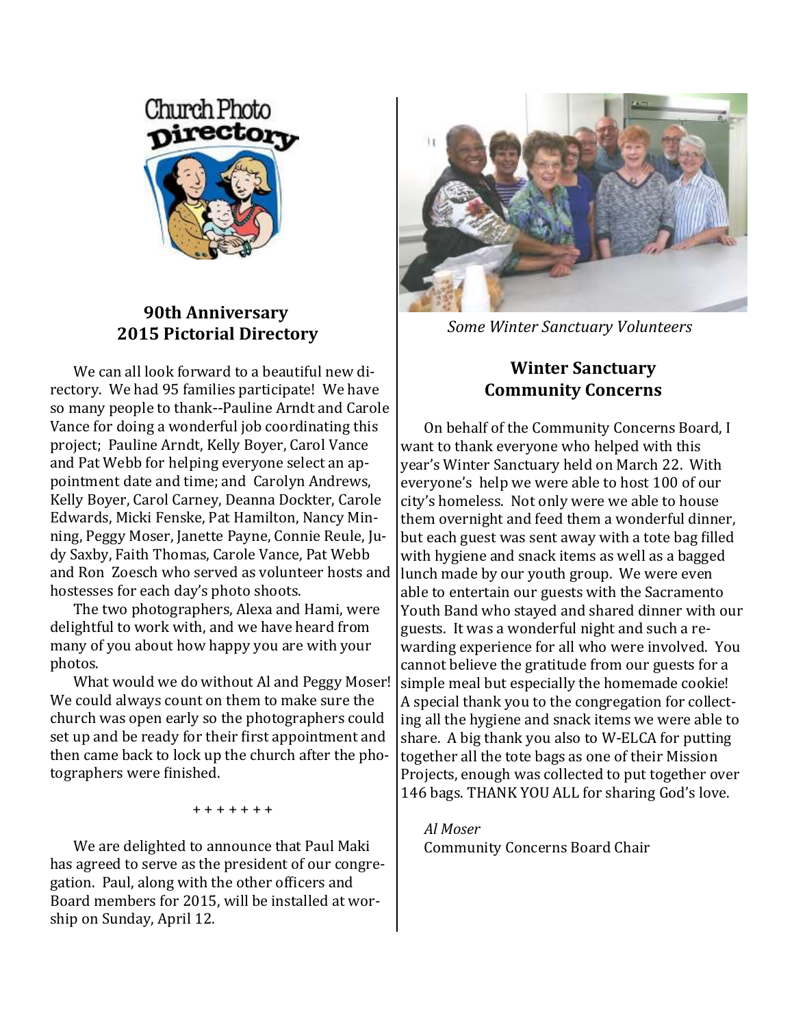### 90th Anniversary
### 2015 Pictorial Directory

We can all look forward to a beautiful new directory. We had 95 families participate! We have so many people to thank--Pauline Arndt and Carole Vance for doing a wonderful job coordinating this project; Pauline Arndt, Kelly Boyer, Carol Vance and Pat Webb for helping everyone select an appointment date and time; and Carolyn Andrews, Kelly Boyer, Carol Carney, Deanna Dockter, Carole Edwards, Micki Fenske, Pat Hamilton, Nancy Minning, Peggy Moser, Janette Payne, Connie Reule, Judy Saxby, Faith Thomas, Carole Vance, Pat Webb and Ron Zoesch who served as volunteer hosts and hostesses for each day's photo shoots.

The two photographers, Alexa and Hami, were delightful to work with, and we have heard from many of you about how happy you are with your photos.

What would we do without Al and Peggy Moser! We could always count on them to make sure the church was open early so the photographers could set up and be ready for their first appointment and then came back to lock up the church after the photographers were finished.

+ + + + + + +

We are delighted to announce that Paul Maki has agreed to serve as the president of our congregation. Paul, along with the other officers and Board members for 2015, will be installed at worship on Sunday, April 12.

*Some Winter Sanctuary Volunteers*

### Winter Sanctuary
### Community Concerns

On behalf of the Community Concerns Board, I want to thank everyone who helped with this year's Winter Sanctuary held on March 22. With everyone's help we were able to host 100 of our city's homeless. Not only were we able to house them overnight and feed them a wonderful dinner, but each guest was sent away with a tote bag filled with hygiene and snack items as well as a bagged lunch made by our youth group. We were even able to entertain our guests with the Sacramento Youth Band who stayed and shared dinner with our guests. It was a wonderful night and such a rewarding experience for all who were involved. You cannot believe the gratitude from our guests for a simple meal but especially the homemade cookie! A special thank you to the congregation for collecting all the hygiene and snack items we were able to share. A big thank you also to W-ELCA for putting together all the tote bags as one of their Mission Projects, enough was collected to put together over 146 bags. THANK YOU ALL for sharing God's love.

*Al Moser*
Community Concerns Board Chair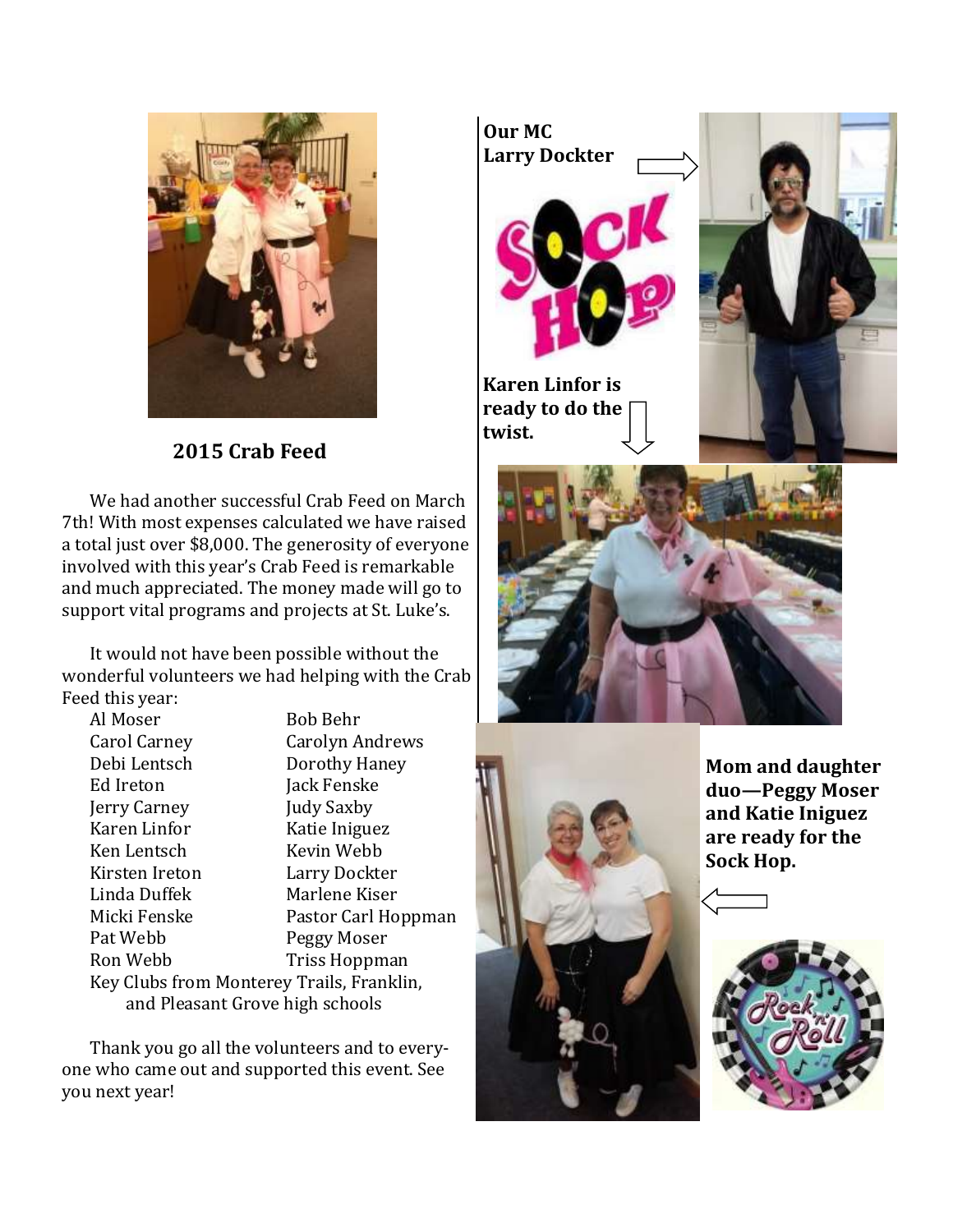## 2015 Crab Feed

We had another successful Crab Feed on March 7th! With most expenses calculated we have raised a total just over $8,000. The generosity of everyone involved with this year's Crab Feed is remarkable and much appreciated. The money made will go to support vital programs and projects at St. Luke's.

It would not have been possible without the wonderful volunteers we had helping with the Crab Feed this year:

| | |
|---|---|
| Al Moser | Bob Behr |
| Carol Carney | Carolyn Andrews |
| Debi Lentsch | Dorothy Haney |
| Ed Ireton | Jack Fenske |
| Jerry Carney | Judy Saxby |
| Karen Linfor | Katie Iniguez |
| Ken Lentsch | Kevin Webb |
| Kirsten Ireton | Larry Dockter |
| Linda Duffek | Marlene Kiser |
| Micki Fenske | Pastor Carl Hoppman |
| Pat Webb | Peggy Moser |
| Ron Webb | Triss Hoppman |

Key Clubs from Monterey Trails, Franklin, and Pleasant Grove high schools

Thank you go all the volunteers and to everyone who came out and supported this event. See you next year!

**Our MC Larry Dockter**

**Karen Linfor is ready to do the twist.**

**Mom and daughter duo—Peggy Moser and Katie Iniguez are ready for the Sock Hop.**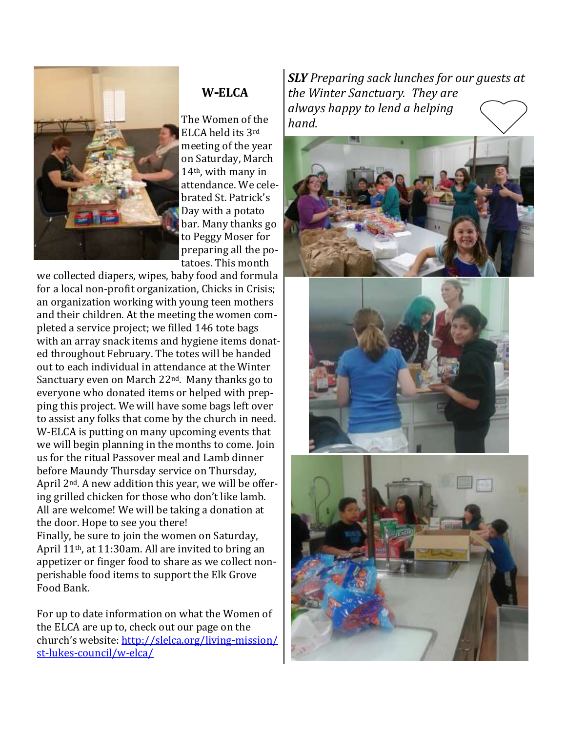## W-ELCA

The Women of the ELCA held its 3rd meeting of the year on Saturday, March 14th, with many in attendance. We celebrated St. Patrick's Day with a potato bar. Many thanks go to Peggy Moser for preparing all the potatoes. This month we collected diapers, wipes, baby food and formula for a local non-profit organization, Chicks in Crisis; an organization working with young teen mothers and their children. At the meeting the women completed a service project; we filled 146 tote bags with an array snack items and hygiene items donated throughout February. The totes will be handed out to each individual in attendance at the Winter Sanctuary even on March 22nd. Many thanks go to everyone who donated items or helped with prepping this project. We will have some bags left over to assist any folks that come by the church in need. W-ELCA is putting on many upcoming events that we will begin planning in the months to come. Join us for the ritual Passover meal and Lamb dinner before Maundy Thursday service on Thursday, April 2nd. A new addition this year, we will be offering grilled chicken for those who don't like lamb. All are welcome! We will be taking a donation at the door. Hope to see you there!

Finally, be sure to join the women on Saturday, April 11th, at 11:30am. All are invited to bring an appetizer or finger food to share as we collect non-perishable food items to support the Elk Grove Food Bank.

For up to date information on what the Women of the ELCA are up to, check out our page on the church's website: [http://slelca.org/living-mission/st-lukes-council/w-elca/](http://slelca.org/living-mission/st-lukes-council/w-elca/)

***SLY** Preparing sack lunches for our guests at the Winter Sanctuary. They are always happy to lend a helping hand.*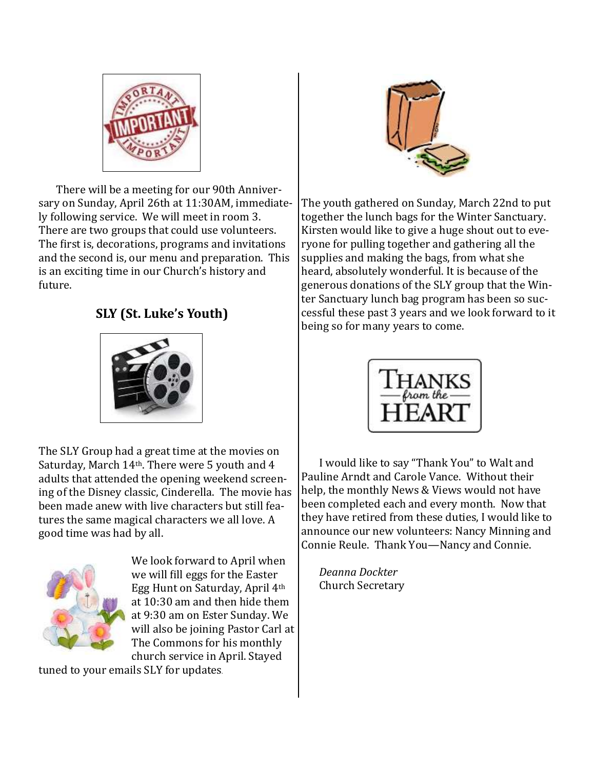There will be a meeting for our 90th Anniversary on Sunday, April 26th at 11:30AM, immediately following service. We will meet in room 3. There are two groups that could use volunteers. The first is, decorations, programs and invitations and the second is, our menu and preparation. This is an exciting time in our Church's history and future.

## SLY (St. Luke's Youth)

The SLY Group had a great time at the movies on Saturday, March 14th. There were 5 youth and 4 adults that attended the opening weekend screening of the Disney classic, Cinderella. The movie has been made anew with live characters but still features the same magical characters we all love. A good time was had by all.

We look forward to April when we will fill eggs for the Easter Egg Hunt on Saturday, April 4th at 10:30 am and then hide them at 9:30 am on Ester Sunday. We will also be joining Pastor Carl at The Commons for his monthly church service in April. Stayed tuned to your emails SLY for updates.

The youth gathered on Sunday, March 22nd to put together the lunch bags for the Winter Sanctuary. Kirsten would like to give a huge shout out to everyone for pulling together and gathering all the supplies and making the bags, from what she heard, absolutely wonderful. It is because of the generous donations of the SLY group that the Winter Sanctuary lunch bag program has been so successful these past 3 years and we look forward to it being so for many years to come.

I would like to say "Thank You" to Walt and Pauline Arndt and Carole Vance. Without their help, the monthly News & Views would not have been completed each and every month. Now that they have retired from these duties, I would like to announce our new volunteers: Nancy Minning and Connie Reule. Thank You—Nancy and Connie.

*Deanna Dockter*
Church Secretary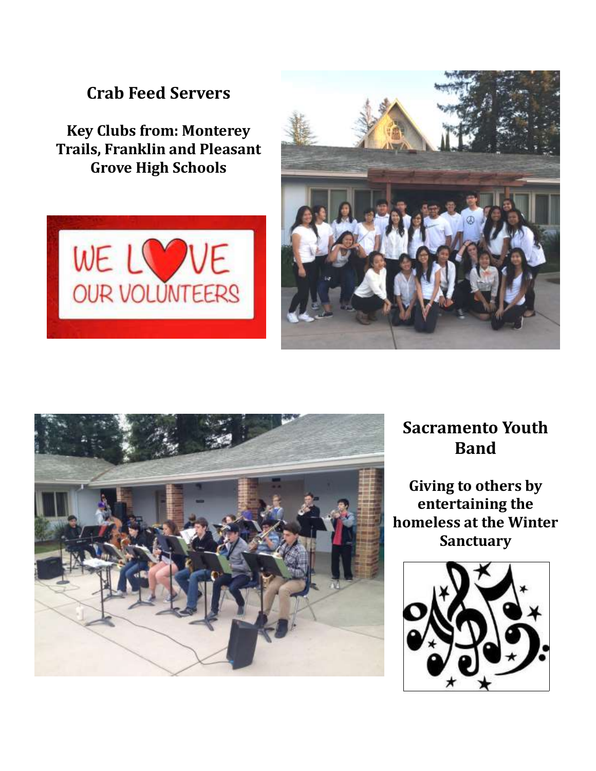## Crab Feed Servers

**Key Clubs from: Monterey Trails, Franklin and Pleasant Grove High Schools**

## Sacramento Youth Band

**Giving to others by entertaining the homeless at the Winter Sanctuary**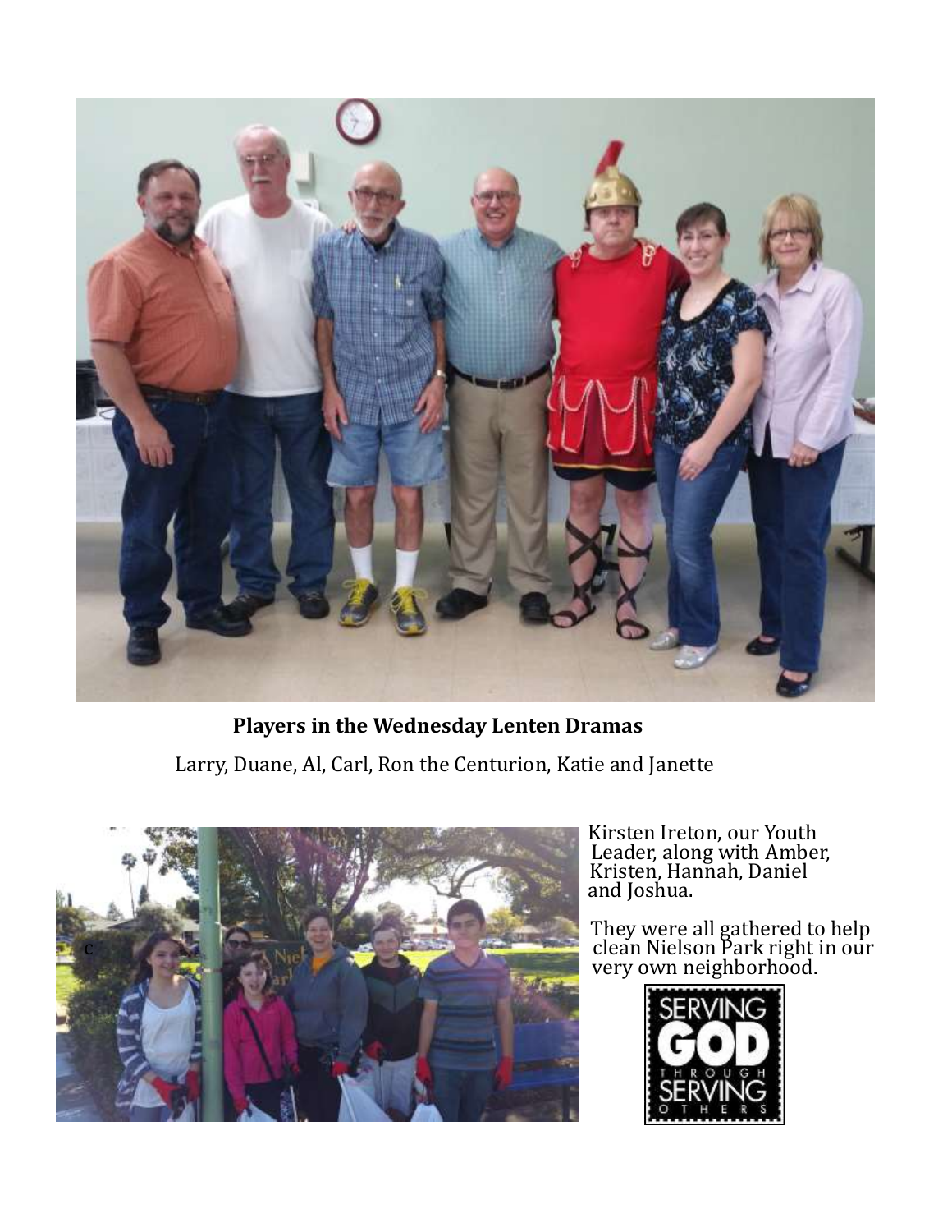**Players in the Wednesday Lenten Dramas**

Larry, Duane, Al, Carl, Ron the Centurion, Katie and Janette

Kirsten Ireton, our Youth Leader, along with Amber, Kristen, Hannah, Daniel and Joshua.

They were all gathered to help clean Nielson Park right in our very own neighborhood.

SERVING GOD THROUGH SERVING OTHERS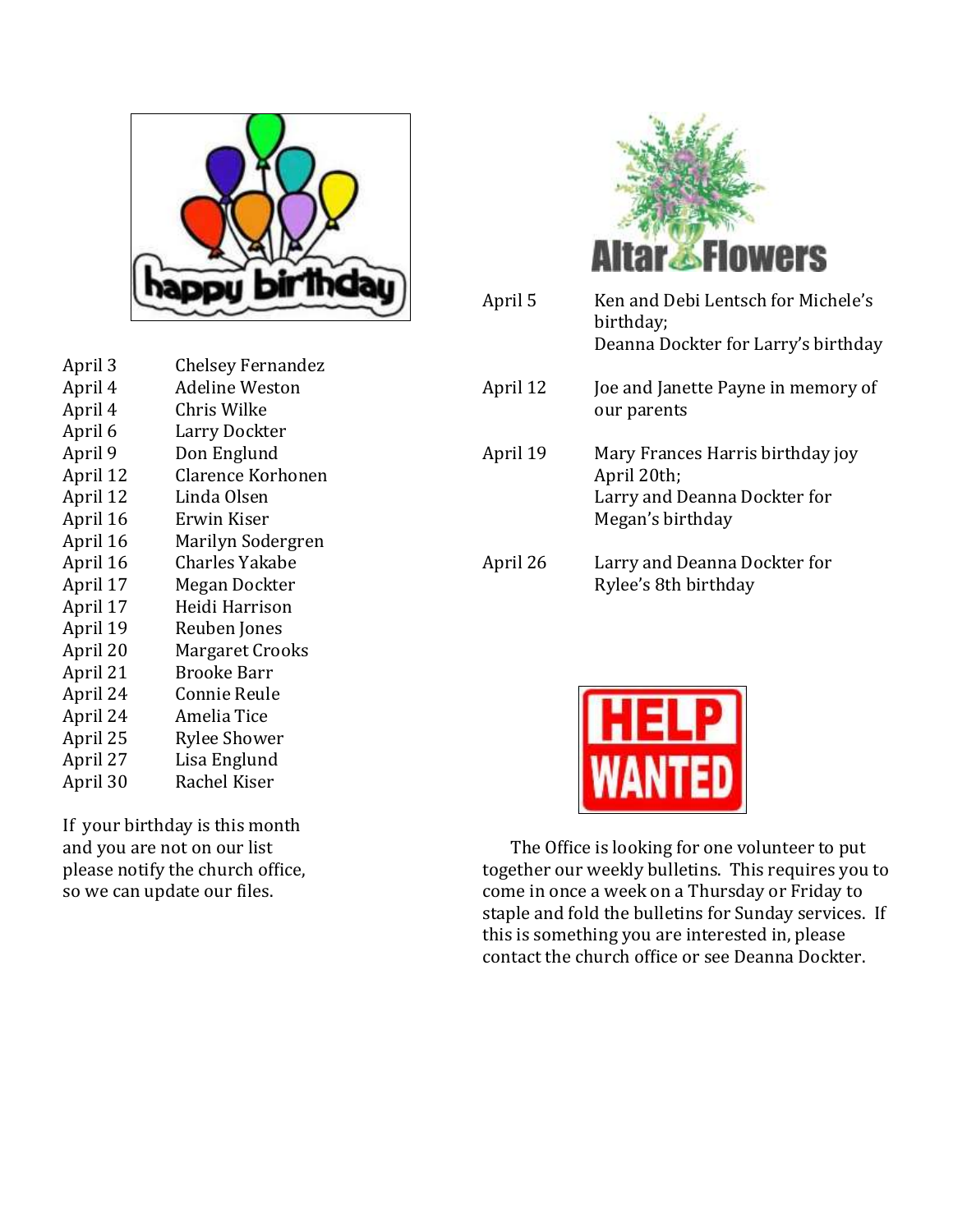# Happy Birthday

| | |
|---|---|
| April 3 | Chelsey Fernandez |
| April 4 | Adeline Weston |
| April 4 | Chris Wilke |
| April 6 | Larry Dockter |
| April 9 | Don Englund |
| April 12 | Clarence Korhonen |
| April 12 | Linda Olsen |
| April 16 | Erwin Kiser |
| April 16 | Marilyn Sodergren |
| April 16 | Charles Yakabe |
| April 17 | Megan Dockter |
| April 17 | Heidi Harrison |
| April 19 | Reuben Jones |
| April 20 | Margaret Crooks |
| April 21 | Brooke Barr |
| April 24 | Connie Reule |
| April 24 | Amelia Tice |
| April 25 | Rylee Shower |
| April 27 | Lisa Englund |
| April 30 | Rachel Kiser |

If your birthday is this month and you are not on our list please notify the church office, so we can update our files.

# Altar Flowers

| | |
|---|---|
| April 5 | Ken and Debi Lentsch for Michele's birthday; Deanna Dockter for Larry's birthday |
| April 12 | Joe and Janette Payne in memory of our parents |
| April 19 | Mary Frances Harris birthday joy April 20th; Larry and Deanna Dockter for Megan's birthday |
| April 26 | Larry and Deanna Dockter for Rylee's 8th birthday |

# HELP WANTED

The Office is looking for one volunteer to put together our weekly bulletins. This requires you to come in once a week on a Thursday or Friday to staple and fold the bulletins for Sunday services. If this is something you are interested in, please contact the church office or see Deanna Dockter.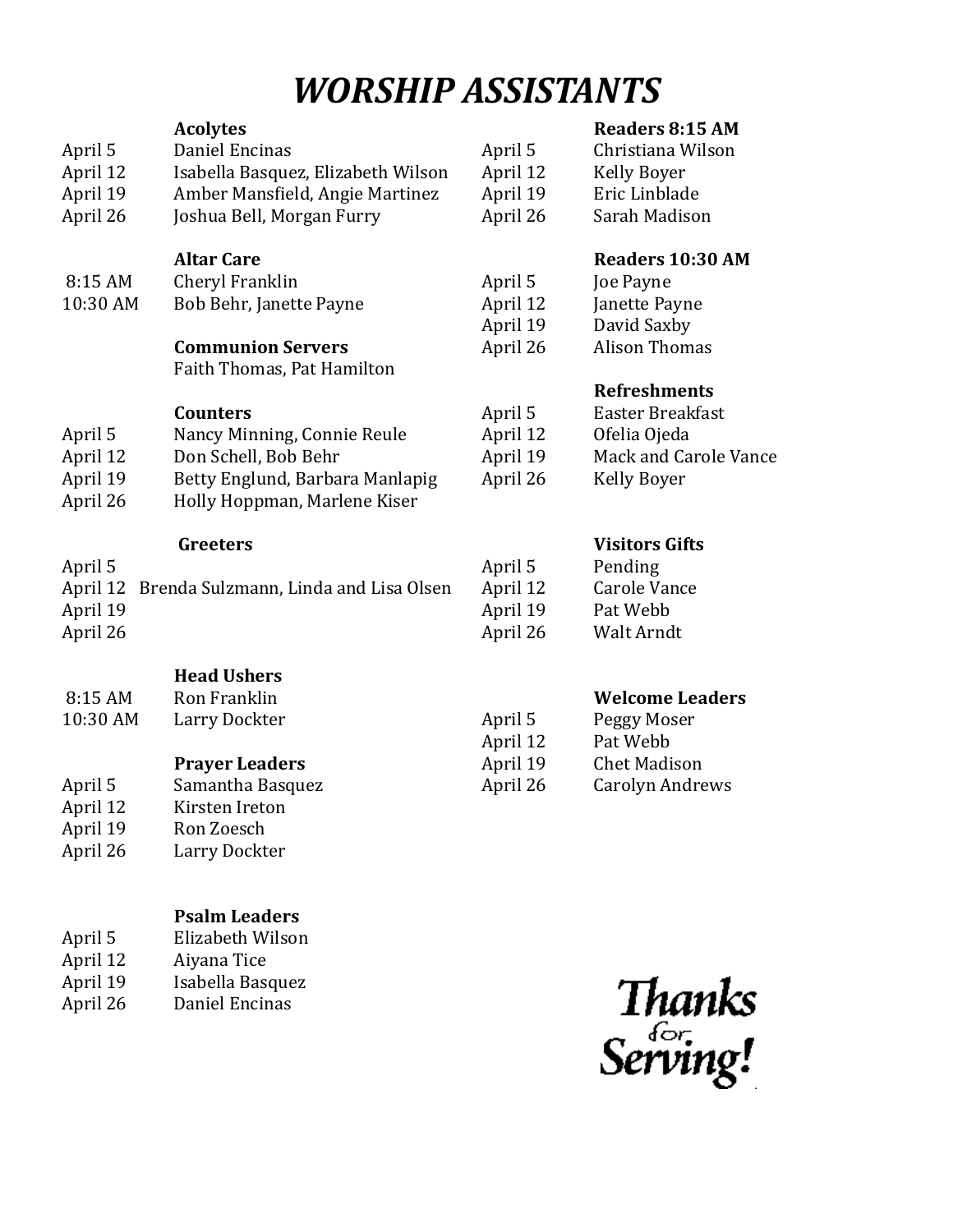# WORSHIP ASSISTANTS

### Acolytes

| | |
|---|---|
| April 5 | Daniel Encinas |
| April 12 | Isabella Basquez, Elizabeth Wilson |
| April 19 | Amber Mansfield, Angie Martinez |
| April 26 | Joshua Bell, Morgan Furry |

### Altar Care

| | |
|---|---|
| 8:15 AM | Cheryl Franklin |
| 10:30 AM | Bob Behr, Janette Payne |

### Communion Servers

Faith Thomas, Pat Hamilton

### Counters

| | |
|---|---|
| April 5 | Nancy Minning, Connie Reule |
| April 12 | Don Schell, Bob Behr |
| April 19 | Betty Englund, Barbara Manlapig |
| April 26 | Holly Hoppman, Marlene Kiser |

### Greeters

| | |
|---|---|
| April 5 | |
| April 12 | Brenda Sulzmann, Linda and Lisa Olsen |
| April 19 | |
| April 26 | |

### Head Ushers

| | |
|---|---|
| 8:15 AM | Ron Franklin |
| 10:30 AM | Larry Dockter |

### Prayer Leaders

| | |
|---|---|
| April 5 | Samantha Basquez |
| April 12 | Kirsten Ireton |
| April 19 | Ron Zoesch |
| April 26 | Larry Dockter |

### Psalm Leaders

| | |
|---|---|
| April 5 | Elizabeth Wilson |
| April 12 | Aiyana Tice |
| April 19 | Isabella Basquez |
| April 26 | Daniel Encinas |

### Readers 8:15 AM

| | |
|---|---|
| April 5 | Christiana Wilson |
| April 12 | Kelly Boyer |
| April 19 | Eric Linblade |
| April 26 | Sarah Madison |

### Readers 10:30 AM

| | |
|---|---|
| April 5 | Joe Payne |
| April 12 | Janette Payne |
| April 19 | David Saxby |
| April 26 | Alison Thomas |

### Refreshments

| | |
|---|---|
| April 5 | Easter Breakfast |
| April 12 | Ofelia Ojeda |
| April 19 | Mack and Carole Vance |
| April 26 | Kelly Boyer |

### Visitors Gifts

| | |
|---|---|
| April 5 | Pending |
| April 12 | Carole Vance |
| April 19 | Pat Webb |
| April 26 | Walt Arndt |

### Welcome Leaders

| | |
|---|---|
| April 5 | Peggy Moser |
| April 12 | Pat Webb |
| April 19 | Chet Madison |
| April 26 | Carolyn Andrews |

Thanks for Serving!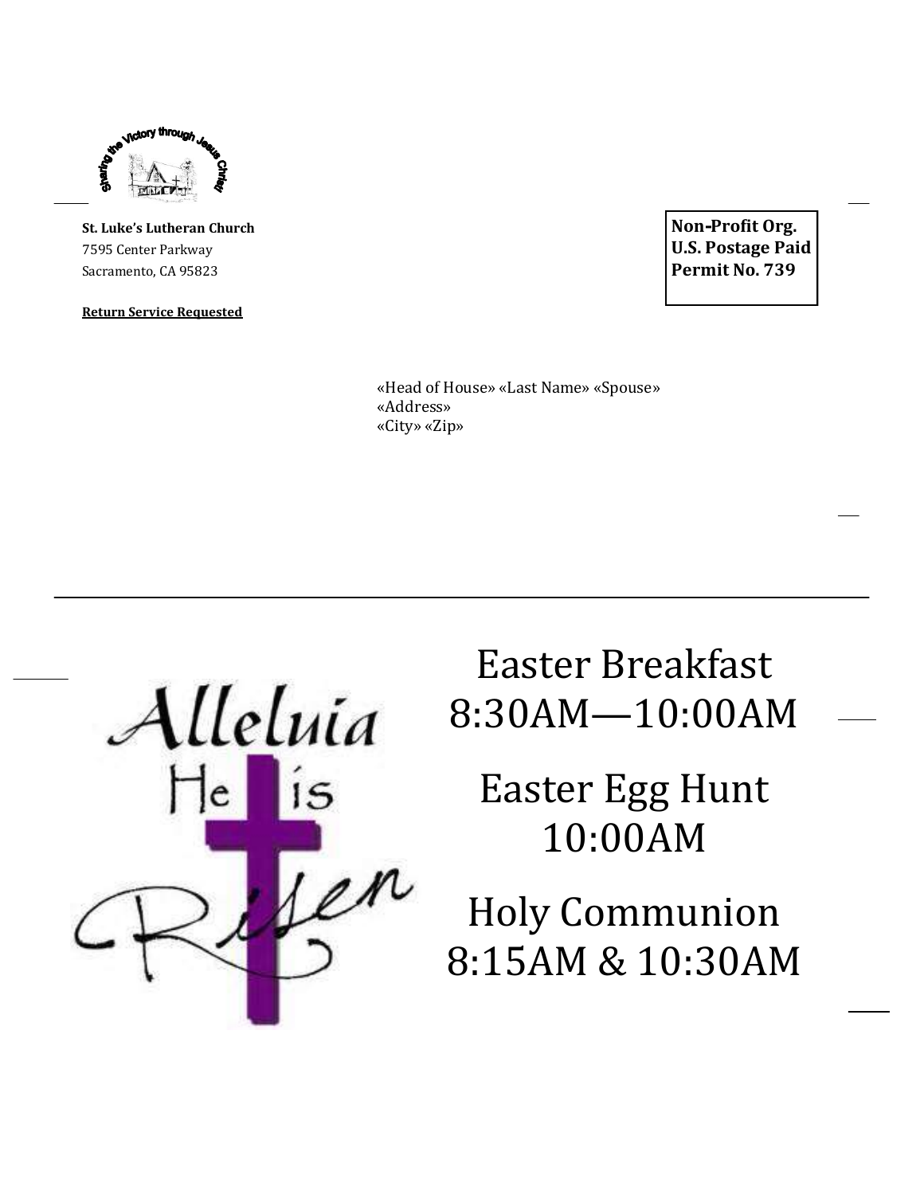**St. Luke's Lutheran Church**
7595 Center Parkway
Sacramento, CA 95823

**Return Service Requested**

**Non-Profit Org.**
**U.S. Postage Paid**
**Permit No. 739**

«Head of House» «Last Name» «Spouse»
«Address»
«City» «Zip»

---

Easter Breakfast
8:30AM—10:00AM

Easter Egg Hunt
10:00AM

Holy Communion
8:15AM & 10:30AM